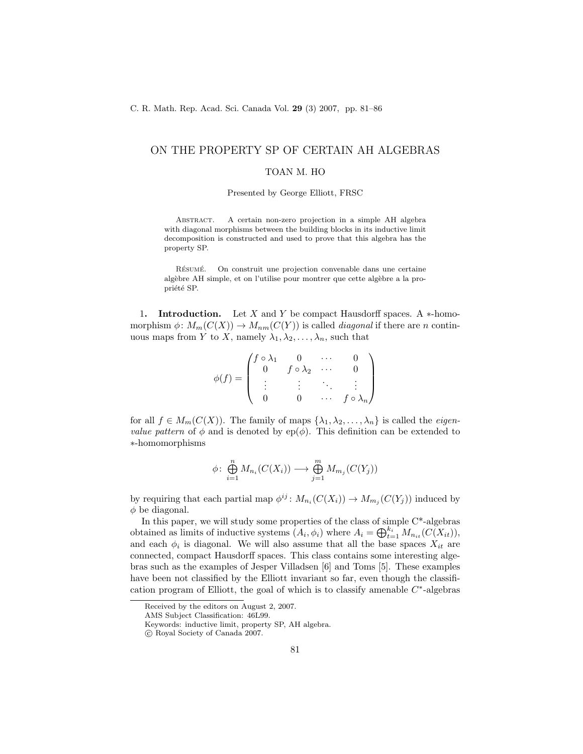# ON THE PROPERTY SP OF CERTAIN AH ALGEBRAS

TOAN M. HO

Presented by George Elliott, FRSC

Abstract. A certain non-zero projection in a simple AH algebra with diagonal morphisms between the building blocks in its inductive limit decomposition is constructed and used to prove that this algebra has the property SP.

Résumé. On construit une projection convenable dans une certaine algèbre AH simple, et on l'utilise pour montrer que cette algèbre a la propriété SP.

1. **Introduction.** Let $X$ and $Y$ be compact Hausdorff spaces. A $*$-homomorphism $\phi\colon M_m(C(X)) \to M_{nm}(C(Y))$ is called *diagonal* if there are $n$ continuous maps from $Y$ to $X$, namely $\lambda_1, \lambda_2, \ldots, \lambda_n$, such that

$$\phi(f) = \begin{pmatrix} f \circ \lambda_1 & 0 & \cdots & 0 \\ 0 & f \circ \lambda_2 & \cdots & 0 \\ \vdots & \vdots & \ddots & \vdots \\ 0 & 0 & \cdots & f \circ \lambda_n \end{pmatrix}$$

for all $f \in M_m(C(X))$. The family of maps $\{\lambda_1, \lambda_2, \ldots, \lambda_n\}$ is called the *eigenvalue pattern* of $\phi$ and is denoted by $\mathrm{ep}(\phi)$. This definition can be extended to $*$-homomorphisms

$$\phi\colon \bigoplus_{i=1}^{n} M_{n_i}(C(X_i)) \longrightarrow \bigoplus_{j=1}^{m} M_{m_j}(C(Y_j))$$

by requiring that each partial map $\phi^{ij}\colon M_{n_i}(C(X_i)) \to M_{m_j}(C(Y_j))$ induced by $\phi$ be diagonal.

In this paper, we will study some properties of the class of simple C\*-algebras obtained as limits of inductive systems $(A_i, \phi_i)$ where $A_i = \bigoplus_{t=1}^{k_i} M_{n_{it}}(C(X_{it}))$, and each $\phi_i$ is diagonal. We will also assume that all the base spaces $X_{it}$ are connected, compact Hausdorff spaces. This class contains some interesting algebras such as the examples of Jesper Villadsen [6] and Toms [5]. These examples have been not classified by the Elliott invariant so far, even though the classification program of Elliott, the goal of which is to classify amenable $C^*$-algebras

Received by the editors on August 2, 2007.

AMS Subject Classification: 46L99.

Keywords: inductive limit, property SP, AH algebra.

© Royal Society of Canada 2007.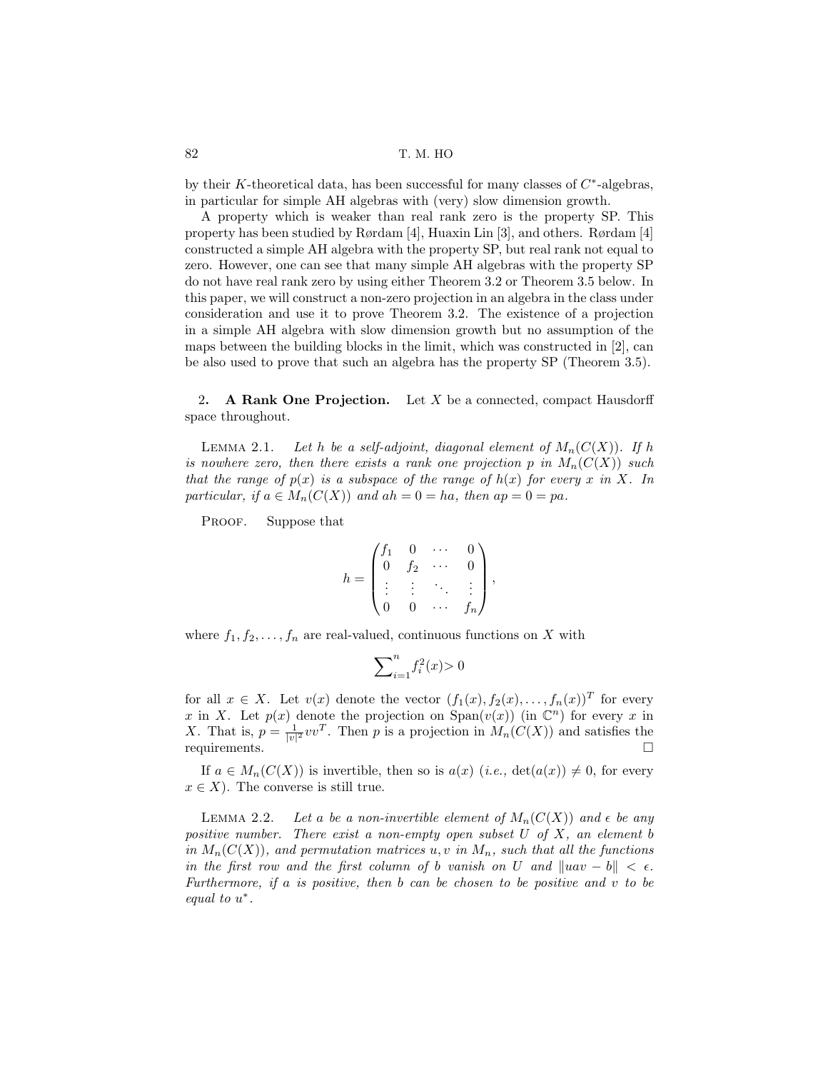by their $K$-theoretical data, has been successful for many classes of $C^*$-algebras, in particular for simple AH algebras with (very) slow dimension growth.

A property which is weaker than real rank zero is the property SP. This property has been studied by Rørdam [4], Huaxin Lin [3], and others. Rørdam [4] constructed a simple AH algebra with the property SP, but real rank not equal to zero. However, one can see that many simple AH algebras with the property SP do not have real rank zero by using either Theorem 3.2 or Theorem 3.5 below. In this paper, we will construct a non-zero projection in an algebra in the class under consideration and use it to prove Theorem 3.2. The existence of a projection in a simple AH algebra with slow dimension growth but no assumption of the maps between the building blocks in the limit, which was constructed in [2], can be also used to prove that such an algebra has the property SP (Theorem 3.5).

## 2. A Rank One Projection.

Let $X$ be a connected, compact Hausdorff space throughout.

**Lemma 2.1.** *Let $h$ be a self-adjoint, diagonal element of $M_n(C(X))$. If $h$ is nowhere zero, then there exists a rank one projection $p$ in $M_n(C(X))$ such that the range of $p(x)$ is a subspace of the range of $h(x)$ for every $x$ in $X$. In particular, if $a \in M_n(C(X))$ and $ah = 0 = ha$, then $ap = 0 = pa$.*

Proof. Suppose that

$$h = \begin{pmatrix} f_1 & 0 & \cdots & 0 \\ 0 & f_2 & \cdots & 0 \\ \vdots & \vdots & \ddots & \vdots \\ 0 & 0 & \cdots & f_n \end{pmatrix},$$

where $f_1, f_2, \ldots, f_n$ are real-valued, continuous functions on $X$ with

$$\sum_{i=1}^{n} f_i^2(x) > 0$$

for all $x \in X$. Let $v(x)$ denote the vector $(f_1(x), f_2(x), \ldots, f_n(x))^T$ for every $x$ in $X$. Let $p(x)$ denote the projection on $\mathrm{Span}(v(x))$ (in $\mathbb{C}^n$) for every $x$ in $X$. That is, $p = \frac{1}{|v|^2} vv^T$. Then $p$ is a projection in $M_n(C(X))$ and satisfies the requirements. $\square$

If $a \in M_n(C(X))$ is invertible, then so is $a(x)$ (*i.e.*, $\det(a(x)) \neq 0$, for every $x \in X$). The converse is still true.

**Lemma 2.2.** *Let $a$ be a non-invertible element of $M_n(C(X))$ and $\epsilon$ be any positive number. There exist a non-empty open subset $U$ of $X$, an element $b$ in $M_n(C(X))$, and permutation matrices $u, v$ in $M_n$, such that all the functions in the first row and the first column of $b$ vanish on $U$ and $\|uav - b\| < \epsilon$. Furthermore, if $a$ is positive, then $b$ can be chosen to be positive and $v$ to be equal to $u^*$.*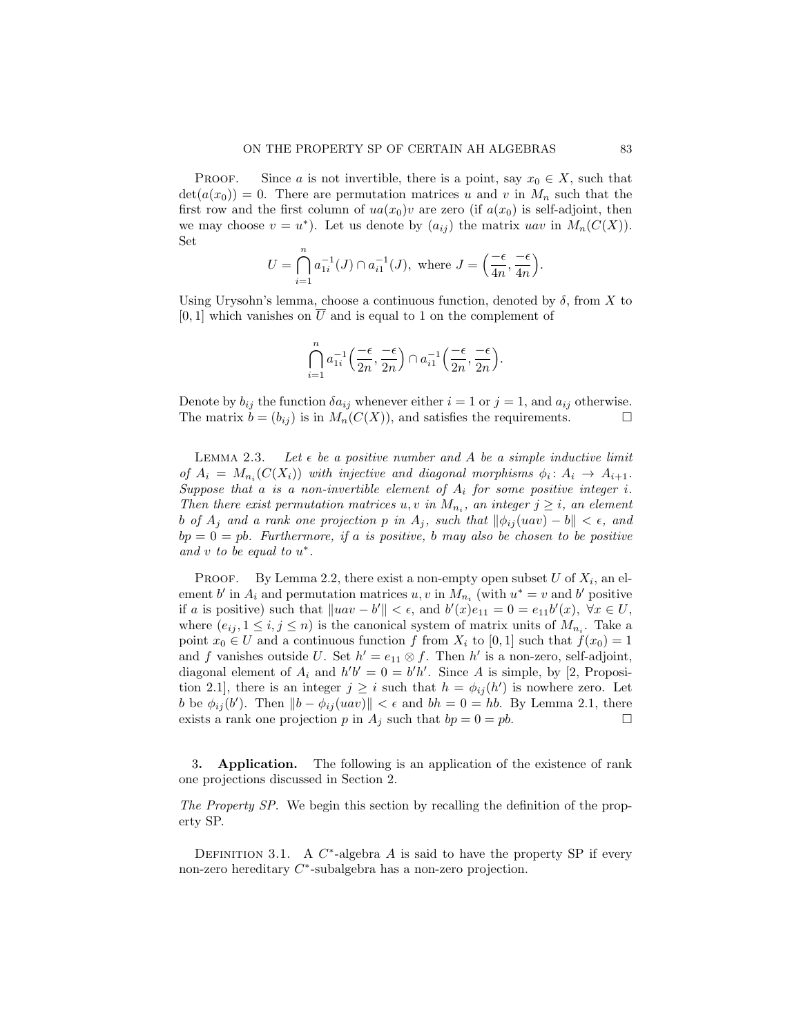PROOF. Since $a$ is not invertible, there is a point, say $x_0 \in X$, such that $\det(a(x_0)) = 0$. There are permutation matrices $u$ and $v$ in $M_n$ such that the first row and the first column of $ua(x_0)v$ are zero (if $a(x_0)$ is self-adjoint, then we may choose $v = u^*$). Let us denote by $(a_{ij})$ the matrix $uav$ in $M_n(C(X))$. Set

$$U = \bigcap_{i=1}^{n} a_{1i}^{-1}(J) \cap a_{i1}^{-1}(J), \text{ where } J = \Big(\frac{-\epsilon}{4n}, \frac{-\epsilon}{4n}\Big).$$

Using Urysohn's lemma, choose a continuous function, denoted by $\delta$, from $X$ to $[0, 1]$ which vanishes on $\overline{U}$ and is equal to 1 on the complement of

$$\bigcap_{i=1}^{n} a_{1i}^{-1}\Big(\frac{-\epsilon}{2n}, \frac{-\epsilon}{2n}\Big) \cap a_{i1}^{-1}\Big(\frac{-\epsilon}{2n}, \frac{-\epsilon}{2n}\Big).$$

Denote by $b_{ij}$ the function $\delta a_{ij}$ whenever either $i = 1$ or $j = 1$, and $a_{ij}$ otherwise. The matrix $b = (b_{ij})$ is in $M_n(C(X))$, and satisfies the requirements. □

LEMMA 2.3. *Let $\epsilon$ be a positive number and $A$ be a simple inductive limit of $A_i = M_{n_i}(C(X_i))$ with injective and diagonal morphisms $\phi_i \colon A_i \to A_{i+1}$. Suppose that $a$ is a non-invertible element of $A_i$ for some positive integer $i$. Then there exist permutation matrices $u, v$ in $M_{n_i}$, an integer $j \geq i$, an element $b$ of $A_j$ and a rank one projection $p$ in $A_j$, such that $\|\phi_{ij}(uav) - b\| < \epsilon$, and $bp = 0 = pb$. Furthermore, if $a$ is positive, $b$ may also be chosen to be positive and $v$ to be equal to $u^*$.*

PROOF. By Lemma 2.2, there exist a non-empty open subset $U$ of $X_i$, an element $b'$ in $A_i$ and permutation matrices $u, v$ in $M_{n_i}$ (with $u^* = v$ and $b'$ positive if $a$ is positive) such that $\|uav - b'\| < \epsilon$, and $b'(x)e_{11} = 0 = e_{11}b'(x)$, $\forall x \in U$, where $(e_{ij}, 1 \leq i, j \leq n)$ is the canonical system of matrix units of $M_{n_i}$. Take a point $x_0 \in U$ and a continuous function $f$ from $X_i$ to $[0, 1]$ such that $f(x_0) = 1$ and $f$ vanishes outside $U$. Set $h' = e_{11} \otimes f$. Then $h'$ is a non-zero, self-adjoint, diagonal element of $A_i$ and $h'b' = 0 = b'h'$. Since $A$ is simple, by [2, Proposition 2.1], there is an integer $j \geq i$ such that $h = \phi_{ij}(h')$ is nowhere zero. Let $b$ be $\phi_{ij}(b')$. Then $\|b - \phi_{ij}(uav)\| < \epsilon$ and $bh = 0 = hb$. By Lemma 2.1, there exists a rank one projection $p$ in $A_j$ such that $bp = 0 = pb$. □

## 3. Application.

The following is an application of the existence of rank one projections discussed in Section 2.

*The Property SP*. We begin this section by recalling the definition of the property SP.

DEFINITION 3.1. A $C^*$-algebra $A$ is said to have the property SP if every non-zero hereditary $C^*$-subalgebra has a non-zero projection.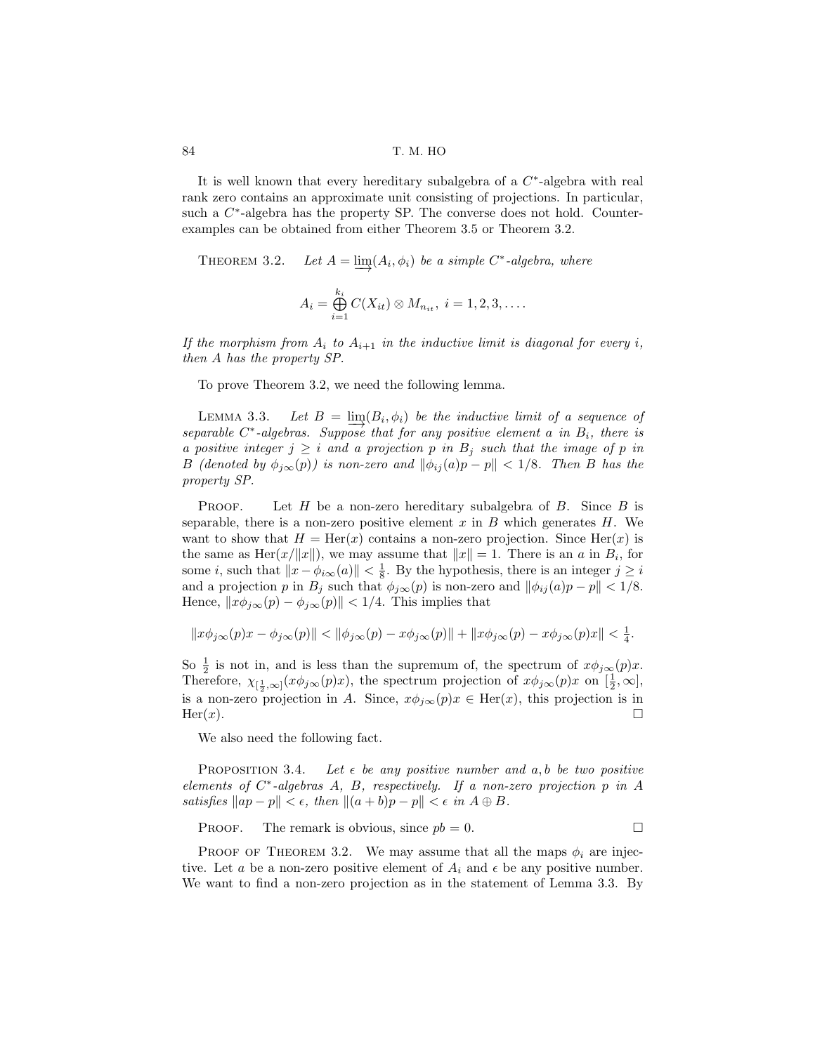It is well known that every hereditary subalgebra of a $C^*$-algebra with real rank zero contains an approximate unit consisting of projections. In particular, such a $C^*$-algebra has the property SP. The converse does not hold. Counterexamples can be obtained from either Theorem 3.5 or Theorem 3.2.

THEOREM 3.2. *Let $A = \varinjlim(A_i, \phi_i)$ be a simple $C^*$-algebra, where*

$$A_i = \bigoplus_{i=1}^{k_i} C(X_{it}) \otimes M_{n_{it}},\ i = 1, 2, 3, \ldots.$$

*If the morphism from $A_i$ to $A_{i+1}$ in the inductive limit is diagonal for every $i$, then $A$ has the property SP.*

To prove Theorem 3.2, we need the following lemma.

LEMMA 3.3. *Let $B = \varinjlim(B_i, \phi_i)$ be the inductive limit of a sequence of separable $C^*$-algebras. Suppose that for any positive element $a$ in $B_i$, there is a positive integer $j \geq i$ and a projection $p$ in $B_j$ such that the image of $p$ in $B$ (denoted by $\phi_{j\infty}(p)$) is non-zero and $\|\phi_{ij}(a)p - p\| < 1/8$. Then $B$ has the property SP.*

PROOF. Let $H$ be a non-zero hereditary subalgebra of $B$. Since $B$ is separable, there is a non-zero positive element $x$ in $B$ which generates $H$. We want to show that $H = \operatorname{Her}(x)$ contains a non-zero projection. Since $\operatorname{Her}(x)$ is the same as $\operatorname{Her}(x/\|x\|)$, we may assume that $\|x\| = 1$. There is an $a$ in $B_i$, for some $i$, such that $\|x - \phi_{i\infty}(a)\| < \frac{1}{8}$. By the hypothesis, there is an integer $j \geq i$ and a projection $p$ in $B_j$ such that $\phi_{j\infty}(p)$ is non-zero and $\|\phi_{ij}(a)p - p\| < 1/8$. Hence, $\|x\phi_{j\infty}(p) - \phi_{j\infty}(p)\| < 1/4$. This implies that

$$\|x\phi_{j\infty}(p)x - \phi_{j\infty}(p)\| < \|\phi_{j\infty}(p) - x\phi_{j\infty}(p)\| + \|x\phi_{j\infty}(p) - x\phi_{j\infty}(p)x\| < \tfrac{1}{4}.$$

So $\frac{1}{2}$ is not in, and is less than the supremum of, the spectrum of $x\phi_{j\infty}(p)x$. Therefore, $\chi_{[\frac{1}{2},\infty]}(x\phi_{j\infty}(p)x)$, the spectrum projection of $x\phi_{j\infty}(p)x$ on $[\frac{1}{2}, \infty]$, is a non-zero projection in $A$. Since, $x\phi_{j\infty}(p)x \in \operatorname{Her}(x)$, this projection is in $\operatorname{Her}(x)$. $\square$

We also need the following fact.

PROPOSITION 3.4. *Let $\epsilon$ be any positive number and $a, b$ be two positive elements of $C^*$-algebras $A$, $B$, respectively. If a non-zero projection $p$ in $A$ satisfies $\|ap - p\| < \epsilon$, then $\|(a + b)p - p\| < \epsilon$ in $A \oplus B$.*

PROOF. The remark is obvious, since $pb = 0$. $\square$

PROOF OF THEOREM 3.2. We may assume that all the maps $\phi_i$ are injective. Let $a$ be a non-zero positive element of $A_i$ and $\epsilon$ be any positive number. We want to find a non-zero projection as in the statement of Lemma 3.3. By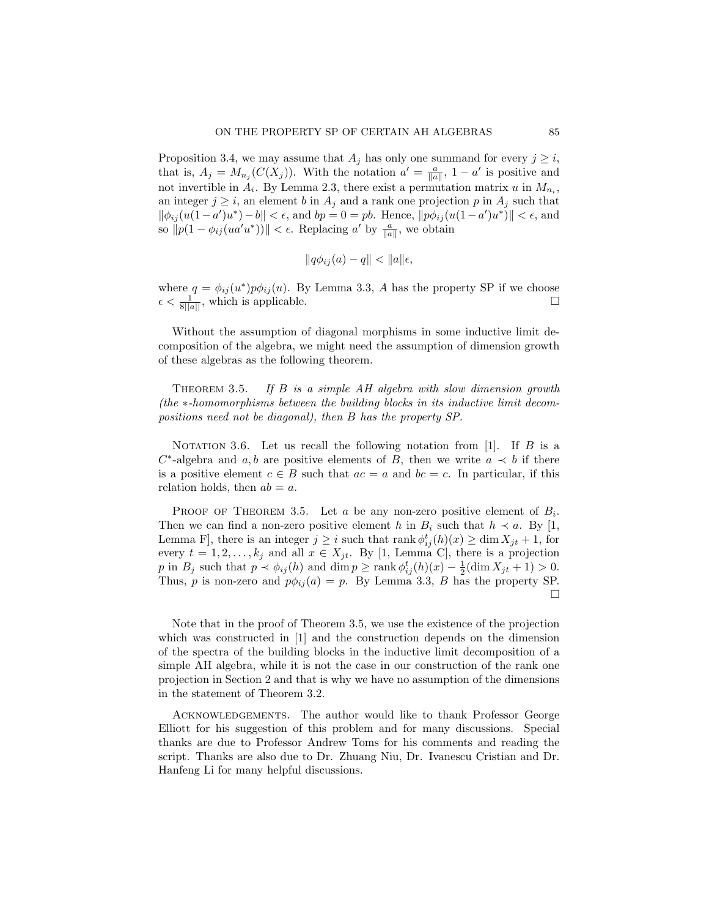Proposition 3.4, we may assume that $A_j$ has only one summand for every $j \geq i$, that is, $A_j = M_{n_j}(C(X_j))$. With the notation $a' = \frac{a}{\|a\|}$, $1 - a'$ is positive and not invertible in $A_i$. By Lemma 2.3, there exist a permutation matrix $u$ in $M_{n_i}$, an integer $j \geq i$, an element $b$ in $A_j$ and a rank one projection $p$ in $A_j$ such that $\|\phi_{ij}(u(1-a')u^*) - b\| < \epsilon$, and $bp = 0 = pb$. Hence, $\|p\phi_{ij}(u(1-a')u^*)\| < \epsilon$, and so $\|p(1 - \phi_{ij}(ua'u^*))\| < \epsilon$. Replacing $a'$ by $\frac{a}{\|a\|}$, we obtain

$$\|q\phi_{ij}(a) - q\| < \|a\|\epsilon,$$

where $q = \phi_{ij}(u^*)p\phi_{ij}(u)$. By Lemma 3.3, $A$ has the property SP if we choose $\epsilon < \frac{1}{8\|a\|}$, which is applicable. □

Without the assumption of diagonal morphisms in some inductive limit decomposition of the algebra, we might need the assumption of dimension growth of these algebras as the following theorem.

Theorem 3.5. *If $B$ is a simple AH algebra with slow dimension growth (the $*$-homomorphisms between the building blocks in its inductive limit decompositions need not be diagonal), then $B$ has the property SP.*

Notation 3.6. Let us recall the following notation from [1]. If $B$ is a $C^*$-algebra and $a, b$ are positive elements of $B$, then we write $a \prec b$ if there is a positive element $c \in B$ such that $ac = a$ and $bc = c$. In particular, if this relation holds, then $ab = a$.

Proof of Theorem 3.5. Let $a$ be any non-zero positive element of $B_i$. Then we can find a non-zero positive element $h$ in $B_i$ such that $h \prec a$. By [1, Lemma F], there is an integer $j \geq i$ such that $\operatorname{rank} \phi_{ij}^t(h)(x) \geq \dim X_{jt} + 1$, for every $t = 1, 2, \ldots, k_j$ and all $x \in X_{jt}$. By [1, Lemma C], there is a projection $p$ in $B_j$ such that $p \prec \phi_{ij}(h)$ and $\dim p \geq \operatorname{rank} \phi_{ij}^t(h)(x) - \frac{1}{2}(\dim X_{jt} + 1) > 0$. Thus, $p$ is non-zero and $p\phi_{ij}(a) = p$. By Lemma 3.3, $B$ has the property SP. □

Note that in the proof of Theorem 3.5, we use the existence of the projection which was constructed in [1] and the construction depends on the dimension of the spectra of the building blocks in the inductive limit decomposition of a simple AH algebra, while it is not the case in our construction of the rank one projection in Section 2 and that is why we have no assumption of the dimensions in the statement of Theorem 3.2.

Acknowledgements. The author would like to thank Professor George Elliott for his suggestion of this problem and for many discussions. Special thanks are due to Professor Andrew Toms for his comments and reading the script. Thanks are also due to Dr. Zhuang Niu, Dr. Ivanescu Cristian and Dr. Hanfeng Li for many helpful discussions.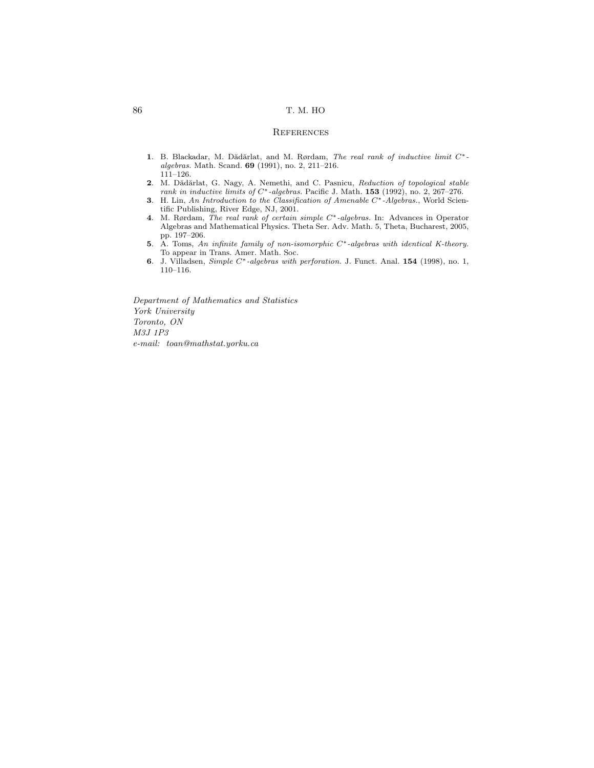## References

1. B. Blackadar, M. Dădărlat, and M. Rørdam, *The real rank of inductive limit $C^*$-algebras.* Math. Scand. **69** (1991), no. 2, 211–216.
111–126.
2. M. Dădărlat, G. Nagy, A. Nemethi, and C. Pasnicu, *Reduction of topological stable rank in inductive limits of $C^*$-algebras.* Pacific J. Math. **153** (1992), no. 2, 267–276.
3. H. Lin, *An Introduction to the Classification of Amenable $C^*$-Algebras.*, World Scientific Publishing, River Edge, NJ, 2001.
4. M. Rørdam, *The real rank of certain simple $C^*$-algebras.* In: Advances in Operator Algebras and Mathematical Physics. Theta Ser. Adv. Math. 5, Theta, Bucharest, 2005, pp. 197–206.
5. A. Toms, *An infinite family of non-isomorphic $C^*$-algebras with identical K-theory.* To appear in Trans. Amer. Math. Soc.
6. J. Villadsen, *Simple $C^*$-algebras with perforation.* J. Funct. Anal. **154** (1998), no. 1, 110–116.

*Department of Mathematics and Statistics*
*York University*
*Toronto, ON*
*M3J 1P3*
*e-mail: toan@mathstat.yorku.ca*